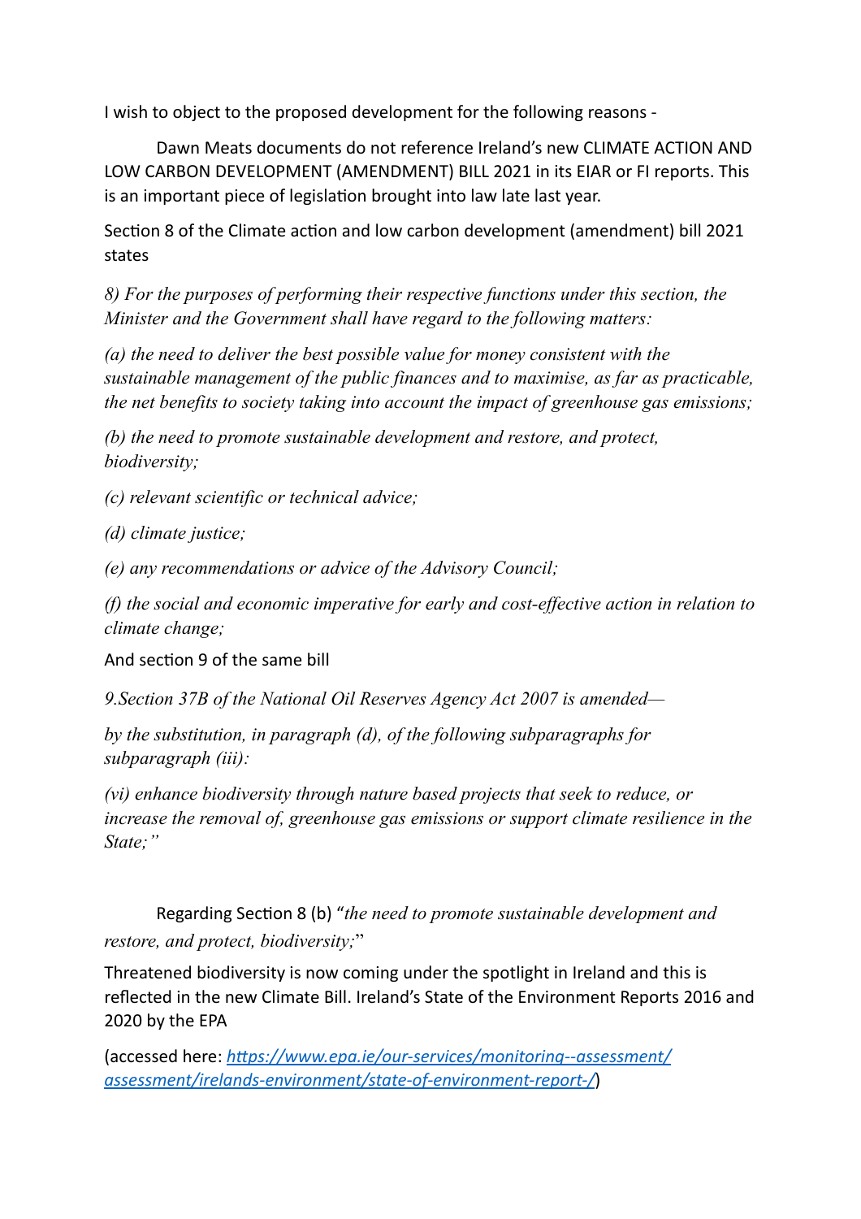I wish to object to the proposed development for the following reasons -

Dawn Meats documents do not reference Ireland's new CLIMATE ACTION AND LOW CARBON DEVELOPMENT (AMENDMENT) BILL 2021 in its EIAR or FI reports. This is an important piece of legislation brought into law late last year.

Section 8 of the Climate action and low carbon development (amendment) bill 2021 states

*8) For the purposes of performing their respective functions under this section, the Minister and the Government shall have regard to the following matters:*

*(a) the need to deliver the best possible value for money consistent with the sustainable management of the public finances and to maximise, as far as practicable, the net benefits to society taking into account the impact of greenhouse gas emissions;*

*(b) the need to promote sustainable development and restore, and protect, biodiversity;*

*(c) relevant scientific or technical advice;*

*(d) climate justice;*

*(e) any recommendations or advice of the Advisory Council;*

*(f) the social and economic imperative for early and cost-effective action in relation to climate change;*

And section 9 of the same bill

*9.Section 37B of the National Oil Reserves Agency Act 2007 is amended—*

*by the substitution, in paragraph (d), of the following subparagraphs for subparagraph (iii):*

*(vi) enhance biodiversity through nature based projects that seek to reduce, or increase the removal of, greenhouse gas emissions or support climate resilience in the State;"*

Regarding Section 8 (b) "*the need to promote sustainable development and restore, and protect, biodiversity;*"

Threatened biodiversity is now coming under the spotlight in Ireland and this is reflected in the new Climate Bill. Ireland's State of the Environment Reports 2016 and 2020 by the EPA

(accessed here: [*https://www.epa.ie/our-services/monitoring--assessment/assessment/irelands-environment/state-of-environment-report-/*](https://www.epa.ie/our-services/monitoring--assessment/assessment/irelands-environment/state-of-environment-report-/))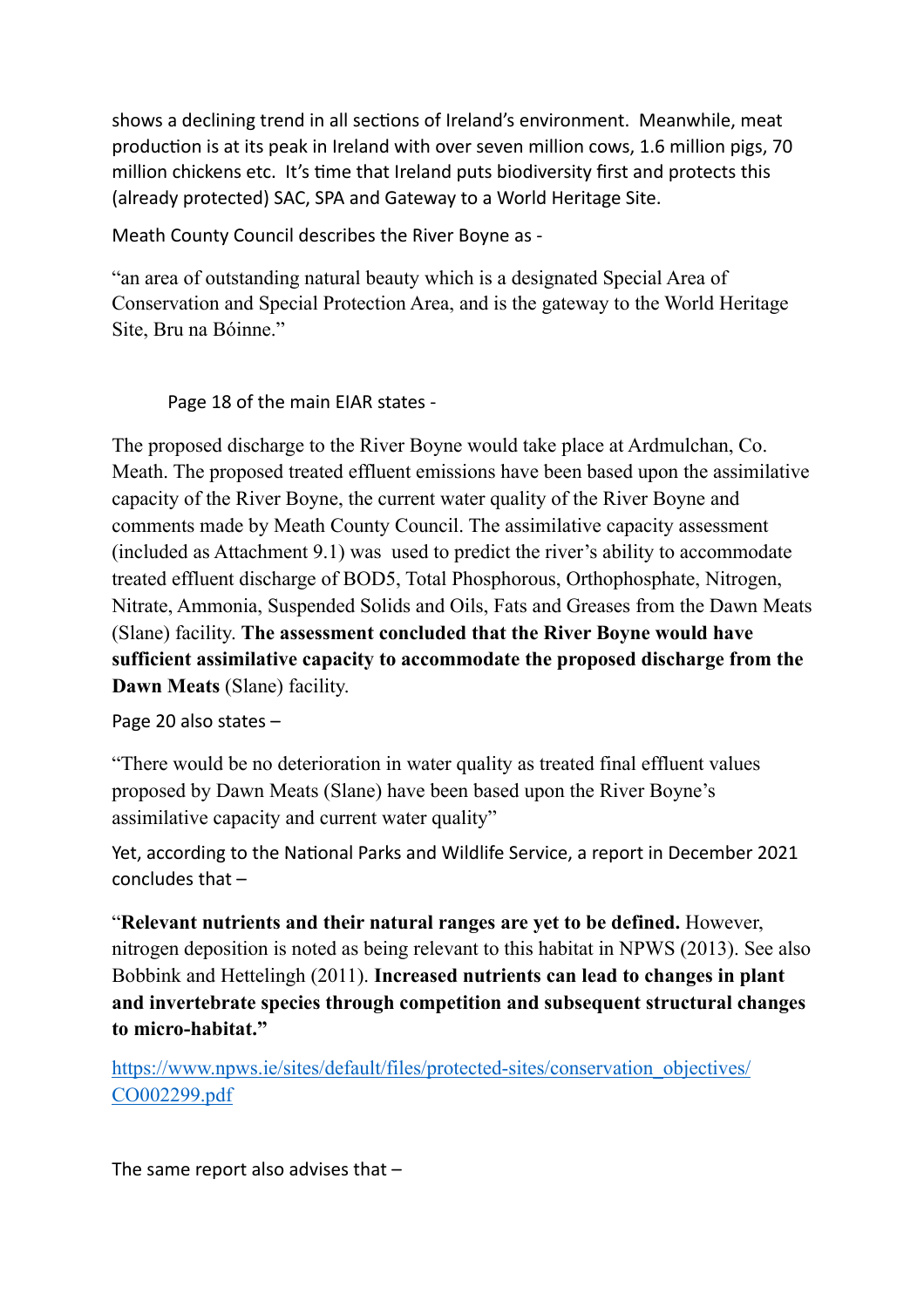shows a declining trend in all sections of Ireland's environment. Meanwhile, meat production is at its peak in Ireland with over seven million cows, 1.6 million pigs, 70 million chickens etc. It's time that Ireland puts biodiversity first and protects this (already protected) SAC, SPA and Gateway to a World Heritage Site.

Meath County Council describes the River Boyne as -

"an area of outstanding natural beauty which is a designated Special Area of Conservation and Special Protection Area, and is the gateway to the World Heritage Site, Bru na Bóinne."

Page 18 of the main EIAR states -

The proposed discharge to the River Boyne would take place at Ardmulchan, Co. Meath. The proposed treated effluent emissions have been based upon the assimilative capacity of the River Boyne, the current water quality of the River Boyne and comments made by Meath County Council. The assimilative capacity assessment (included as Attachment 9.1) was used to predict the river's ability to accommodate treated effluent discharge of BOD5, Total Phosphorous, Orthophosphate, Nitrogen, Nitrate, Ammonia, Suspended Solids and Oils, Fats and Greases from the Dawn Meats (Slane) facility. **The assessment concluded that the River Boyne would have sufficient assimilative capacity to accommodate the proposed discharge from the Dawn Meats** (Slane) facility.

Page 20 also states –

"There would be no deterioration in water quality as treated final effluent values proposed by Dawn Meats (Slane) have been based upon the River Boyne's assimilative capacity and current water quality"

Yet, according to the National Parks and Wildlife Service, a report in December 2021 concludes that –

"**Relevant nutrients and their natural ranges are yet to be defined.** However, nitrogen deposition is noted as being relevant to this habitat in NPWS (2013). See also Bobbink and Hettelingh (2011). **Increased nutrients can lead to changes in plant and invertebrate species through competition and subsequent structural changes to micro-habitat."**

https://www.npws.ie/sites/default/files/protected-sites/conservation_objectives/CO002299.pdf

The same report also advises that –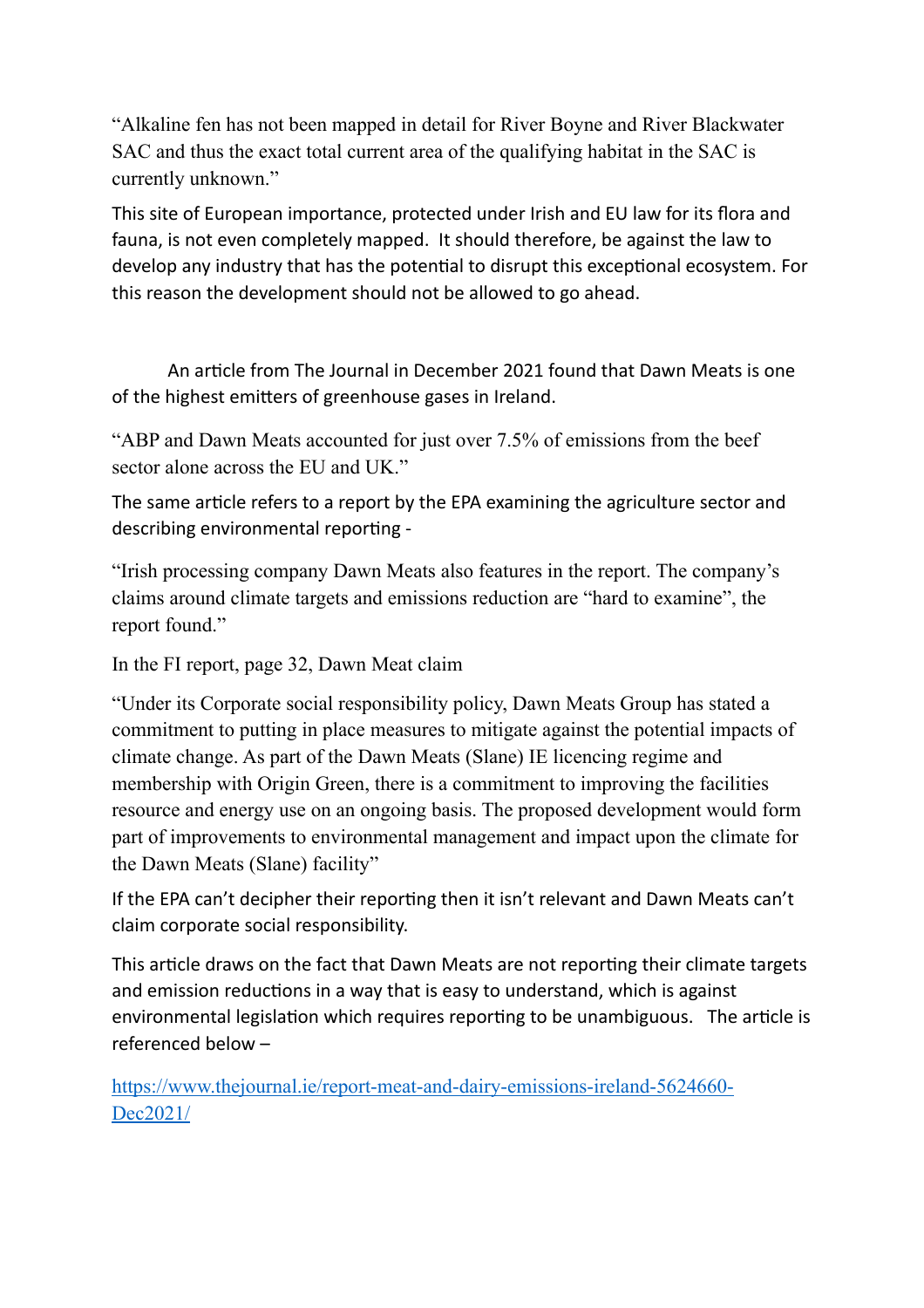"Alkaline fen has not been mapped in detail for River Boyne and River Blackwater SAC and thus the exact total current area of the qualifying habitat in the SAC is currently unknown."

This site of European importance, protected under Irish and EU law for its flora and fauna, is not even completely mapped. It should therefore, be against the law to develop any industry that has the potential to disrupt this exceptional ecosystem. For this reason the development should not be allowed to go ahead.

An article from The Journal in December 2021 found that Dawn Meats is one of the highest emitters of greenhouse gases in Ireland.

"ABP and Dawn Meats accounted for just over 7.5% of emissions from the beef sector alone across the EU and UK."

The same article refers to a report by the EPA examining the agriculture sector and describing environmental reporting -

"Irish processing company Dawn Meats also features in the report. The company's claims around climate targets and emissions reduction are "hard to examine", the report found."

In the FI report, page 32, Dawn Meat claim

"Under its Corporate social responsibility policy, Dawn Meats Group has stated a commitment to putting in place measures to mitigate against the potential impacts of climate change. As part of the Dawn Meats (Slane) IE licencing regime and membership with Origin Green, there is a commitment to improving the facilities resource and energy use on an ongoing basis. The proposed development would form part of improvements to environmental management and impact upon the climate for the Dawn Meats (Slane) facility"

If the EPA can't decipher their reporting then it isn't relevant and Dawn Meats can't claim corporate social responsibility.

This article draws on the fact that Dawn Meats are not reporting their climate targets and emission reductions in a way that is easy to understand, which is against environmental legislation which requires reporting to be unambiguous. The article is referenced below –

[https://www.thejournal.ie/report-meat-and-dairy-emissions-ireland-5624660-Dec2021/](https://www.thejournal.ie/report-meat-and-dairy-emissions-ireland-5624660-Dec2021/)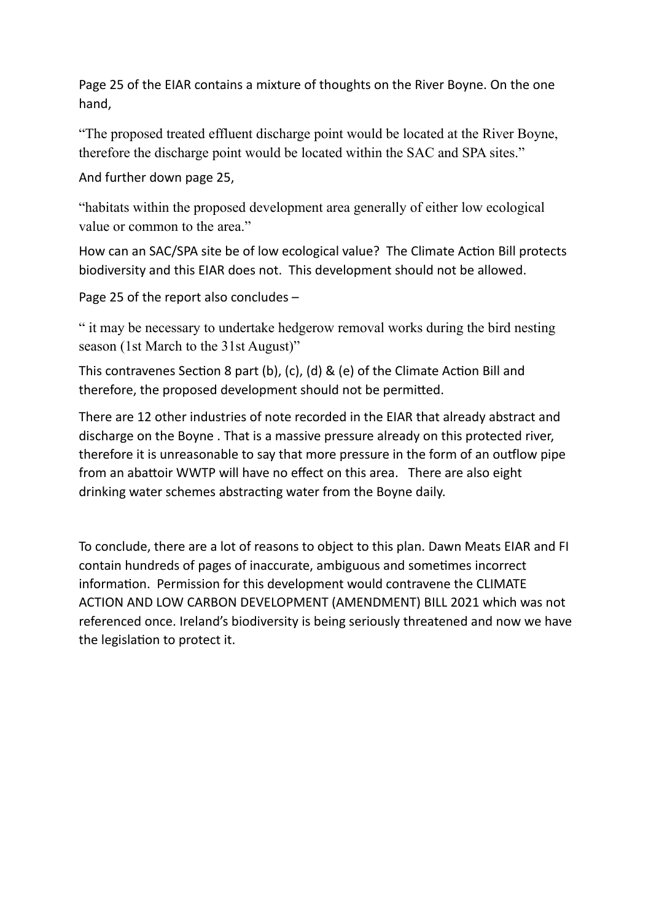Page 25 of the EIAR contains a mixture of thoughts on the River Boyne. On the one hand,

"The proposed treated effluent discharge point would be located at the River Boyne, therefore the discharge point would be located within the SAC and SPA sites."

And further down page 25,

"habitats within the proposed development area generally of either low ecological value or common to the area."

How can an SAC/SPA site be of low ecological value? The Climate Action Bill protects biodiversity and this EIAR does not. This development should not be allowed.

Page 25 of the report also concludes –

" it may be necessary to undertake hedgerow removal works during the bird nesting season (1st March to the 31st August)"

This contravenes Section 8 part (b), (c), (d) & (e) of the Climate Action Bill and therefore, the proposed development should not be permitted.

There are 12 other industries of note recorded in the EIAR that already abstract and discharge on the Boyne . That is a massive pressure already on this protected river, therefore it is unreasonable to say that more pressure in the form of an outflow pipe from an abattoir WWTP will have no effect on this area. There are also eight drinking water schemes abstracting water from the Boyne daily.

To conclude, there are a lot of reasons to object to this plan. Dawn Meats EIAR and FI contain hundreds of pages of inaccurate, ambiguous and sometimes incorrect information. Permission for this development would contravene the CLIMATE ACTION AND LOW CARBON DEVELOPMENT (AMENDMENT) BILL 2021 which was not referenced once. Ireland's biodiversity is being seriously threatened and now we have the legislation to protect it.